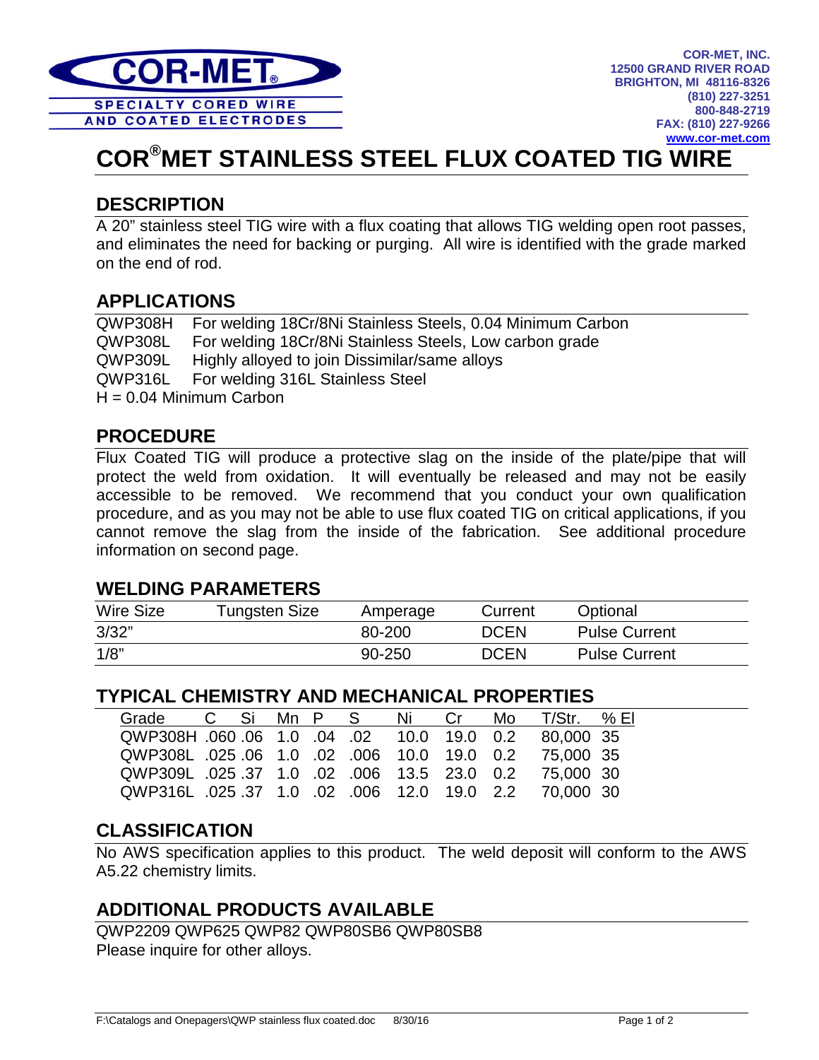**COR-MET®**

**SPECIALTY CORED WIRE AND COATED ELECTRODES**

**COR-MET, INC.**
**12500 GRAND RIVER ROAD**
**BRIGHTON, MI 48116-8326**
**(810) 227-3251**
**800-848-2719**
**FAX: (810) 227-9266**
**www.cor-met.com**

# COR®MET STAINLESS STEEL FLUX COATED TIG WIRE

## DESCRIPTION

A 20" stainless steel TIG wire with a flux coating that allows TIG welding open root passes, and eliminates the need for backing or purging. All wire is identified with the grade marked on the end of rod.

## APPLICATIONS

QWP308H For welding 18Cr/8Ni Stainless Steels, 0.04 Minimum Carbon
QWP308L For welding 18Cr/8Ni Stainless Steels, Low carbon grade
QWP309L Highly alloyed to join Dissimilar/same alloys
QWP316L For welding 316L Stainless Steel
H = 0.04 Minimum Carbon

## PROCEDURE

Flux Coated TIG will produce a protective slag on the inside of the plate/pipe that will protect the weld from oxidation. It will eventually be released and may not be easily accessible to be removed. We recommend that you conduct your own qualification procedure, and as you may not be able to use flux coated TIG on critical applications, if you cannot remove the slag from the inside of the fabrication. See additional procedure information on second page.

## WELDING PARAMETERS

| Wire Size | Tungsten Size | Amperage | Current | Optional |
|---|---|---|---|---|
| 3/32" | | 80-200 | DCEN | Pulse Current |
| 1/8" | | 90-250 | DCEN | Pulse Current |

## TYPICAL CHEMISTRY AND MECHANICAL PROPERTIES

| Grade | C | Si | Mn | P | S | Ni | Cr | Mo | T/Str. | % El |
|---|---|---|---|---|---|---|---|---|---|---|
| QWP308H | .060 | .06 | 1.0 | .04 | .02 | 10.0 | 19.0 | 0.2 | 80,000 | 35 |
| QWP308L | .025 | .06 | 1.0 | .02 | .006 | 10.0 | 19.0 | 0.2 | 75,000 | 35 |
| QWP309L | .025 | .37 | 1.0 | .02 | .006 | 13.5 | 23.0 | 0.2 | 75,000 | 30 |
| QWP316L | .025 | .37 | 1.0 | .02 | .006 | 12.0 | 19.0 | 2.2 | 70,000 | 30 |

## CLASSIFICATION

No AWS specification applies to this product. The weld deposit will conform to the AWS A5.22 chemistry limits.

## ADDITIONAL PRODUCTS AVAILABLE

QWP2209 QWP625 QWP82 QWP80SB6 QWP80SB8
Please inquire for other alloys.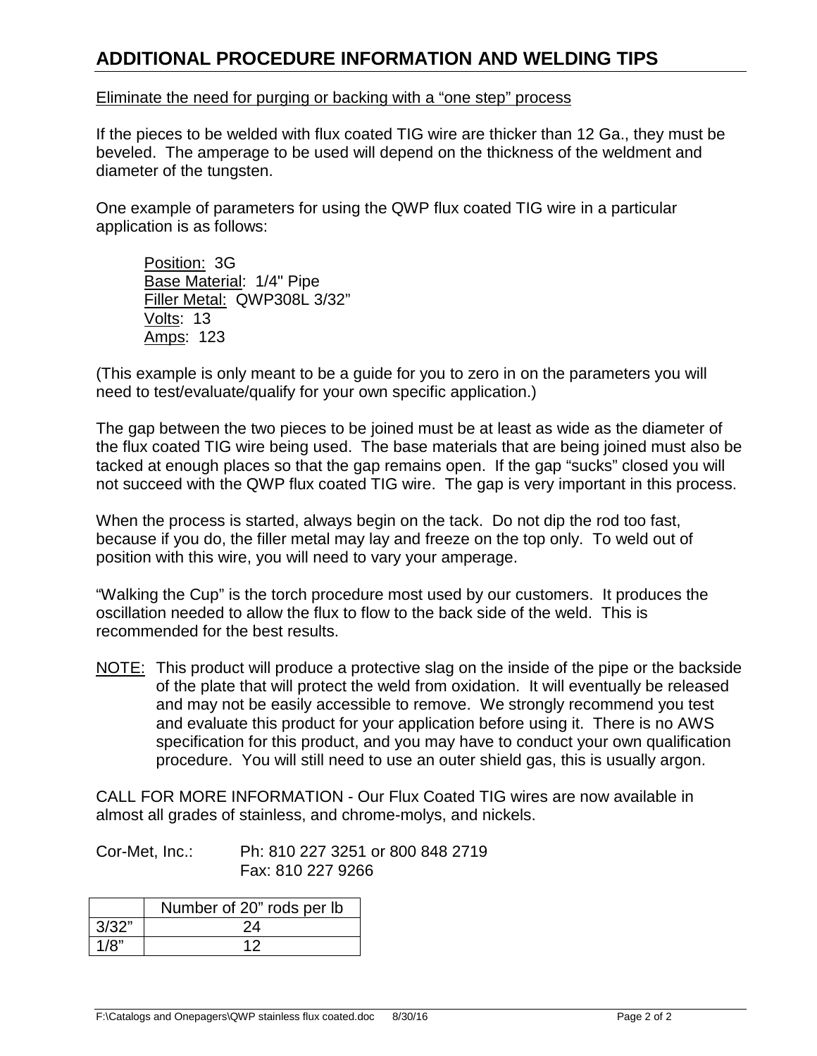# ADDITIONAL PROCEDURE INFORMATION AND WELDING TIPS

Eliminate the need for purging or backing with a "one step" process

If the pieces to be welded with flux coated TIG wire are thicker than 12 Ga., they must be beveled. The amperage to be used will depend on the thickness of the weldment and diameter of the tungsten.

One example of parameters for using the QWP flux coated TIG wire in a particular application is as follows:

Position: 3G
Base Material: 1/4" Pipe
Filler Metal: QWP308L 3/32"
Volts: 13
Amps: 123

(This example is only meant to be a guide for you to zero in on the parameters you will need to test/evaluate/qualify for your own specific application.)

The gap between the two pieces to be joined must be at least as wide as the diameter of the flux coated TIG wire being used. The base materials that are being joined must also be tacked at enough places so that the gap remains open. If the gap "sucks" closed you will not succeed with the QWP flux coated TIG wire. The gap is very important in this process.

When the process is started, always begin on the tack. Do not dip the rod too fast, because if you do, the filler metal may lay and freeze on the top only. To weld out of position with this wire, you will need to vary your amperage.

"Walking the Cup" is the torch procedure most used by our customers. It produces the oscillation needed to allow the flux to flow to the back side of the weld. This is recommended for the best results.

NOTE: This product will produce a protective slag on the inside of the pipe or the backside of the plate that will protect the weld from oxidation. It will eventually be released and may not be easily accessible to remove. We strongly recommend you test and evaluate this product for your application before using it. There is no AWS specification for this product, and you may have to conduct your own qualification procedure. You will still need to use an outer shield gas, this is usually argon.

CALL FOR MORE INFORMATION - Our Flux Coated TIG wires are now available in almost all grades of stainless, and chrome-molys, and nickels.

Cor-Met, Inc.: Ph: 810 227 3251 or 800 848 2719
Fax: 810 227 9266

| | Number of 20" rods per lb |
|---|---|
| 3/32" | 24 |
| 1/8" | 12 |

F:\Catalogs and Onepagers\QWP stainless flux coated.doc 8/30/16